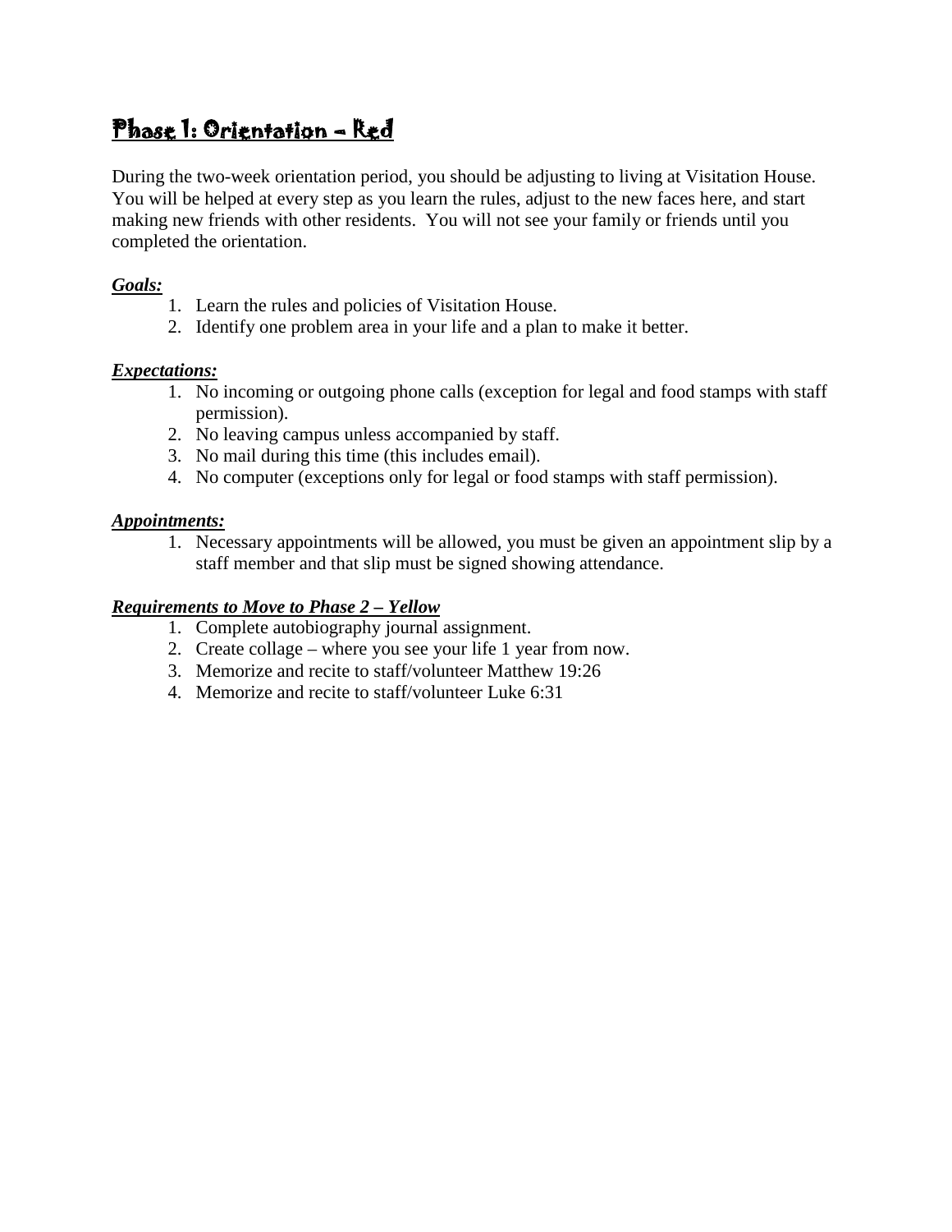# Phase 1: Orientation – Red

During the two-week orientation period, you should be adjusting to living at Visitation House. You will be helped at every step as you learn the rules, adjust to the new faces here, and start making new friends with other residents. You will not see your family or friends until you completed the orientation.

***Goals:***

1. Learn the rules and policies of Visitation House.
2. Identify one problem area in your life and a plan to make it better.

***Expectations:***

1. No incoming or outgoing phone calls (exception for legal and food stamps with staff permission).
2. No leaving campus unless accompanied by staff.
3. No mail during this time (this includes email).
4. No computer (exceptions only for legal or food stamps with staff permission).

***Appointments:***

1. Necessary appointments will be allowed, you must be given an appointment slip by a staff member and that slip must be signed showing attendance.

***Requirements to Move to Phase 2 – Yellow***

1. Complete autobiography journal assignment.
2. Create collage – where you see your life 1 year from now.
3. Memorize and recite to staff/volunteer Matthew 19:26
4. Memorize and recite to staff/volunteer Luke 6:31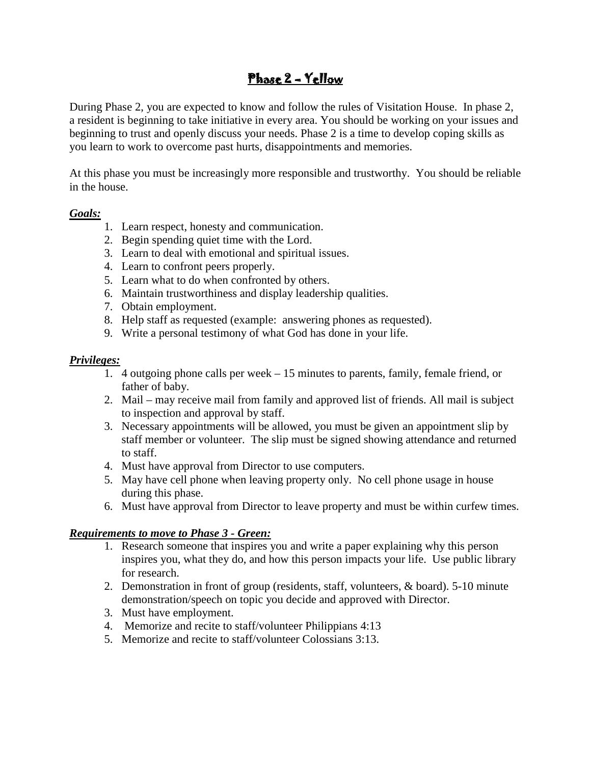# Phase 2 – Yellow

During Phase 2, you are expected to know and follow the rules of Visitation House. In phase 2, a resident is beginning to take initiative in every area. You should be working on your issues and beginning to trust and openly discuss your needs. Phase 2 is a time to develop coping skills as you learn to work to overcome past hurts, disappointments and memories.

At this phase you must be increasingly more responsible and trustworthy. You should be reliable in the house.

***Goals:***

1. Learn respect, honesty and communication.
2. Begin spending quiet time with the Lord.
3. Learn to deal with emotional and spiritual issues.
4. Learn to confront peers properly.
5. Learn what to do when confronted by others.
6. Maintain trustworthiness and display leadership qualities.
7. Obtain employment.
8. Help staff as requested (example: answering phones as requested).
9. Write a personal testimony of what God has done in your life.

***Privileges:***

1. 4 outgoing phone calls per week – 15 minutes to parents, family, female friend, or father of baby.
2. Mail – may receive mail from family and approved list of friends. All mail is subject to inspection and approval by staff.
3. Necessary appointments will be allowed, you must be given an appointment slip by staff member or volunteer. The slip must be signed showing attendance and returned to staff.
4. Must have approval from Director to use computers.
5. May have cell phone when leaving property only. No cell phone usage in house during this phase.
6. Must have approval from Director to leave property and must be within curfew times.

***Requirements to move to Phase 3 - Green:***

1. Research someone that inspires you and write a paper explaining why this person inspires you, what they do, and how this person impacts your life. Use public library for research.
2. Demonstration in front of group (residents, staff, volunteers, & board). 5-10 minute demonstration/speech on topic you decide and approved with Director.
3. Must have employment.
4. Memorize and recite to staff/volunteer Philippians 4:13
5. Memorize and recite to staff/volunteer Colossians 3:13.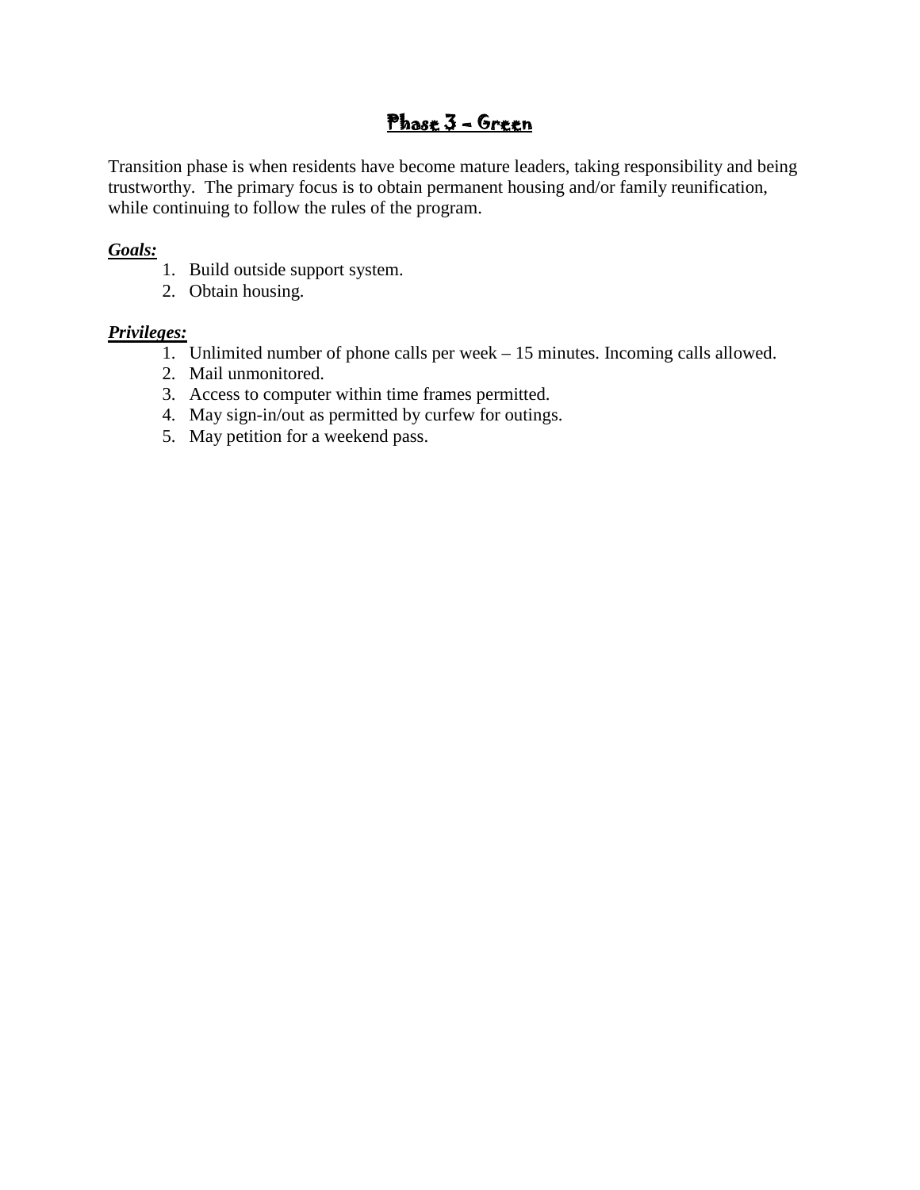## Phase 3 – Green

Transition phase is when residents have become mature leaders, taking responsibility and being trustworthy. The primary focus is to obtain permanent housing and/or family reunification, while continuing to follow the rules of the program.

***Goals:***

1. Build outside support system.
2. Obtain housing.

***Privileges:***

1. Unlimited number of phone calls per week – 15 minutes. Incoming calls allowed.
2. Mail unmonitored.
3. Access to computer within time frames permitted.
4. May sign-in/out as permitted by curfew for outings.
5. May petition for a weekend pass.